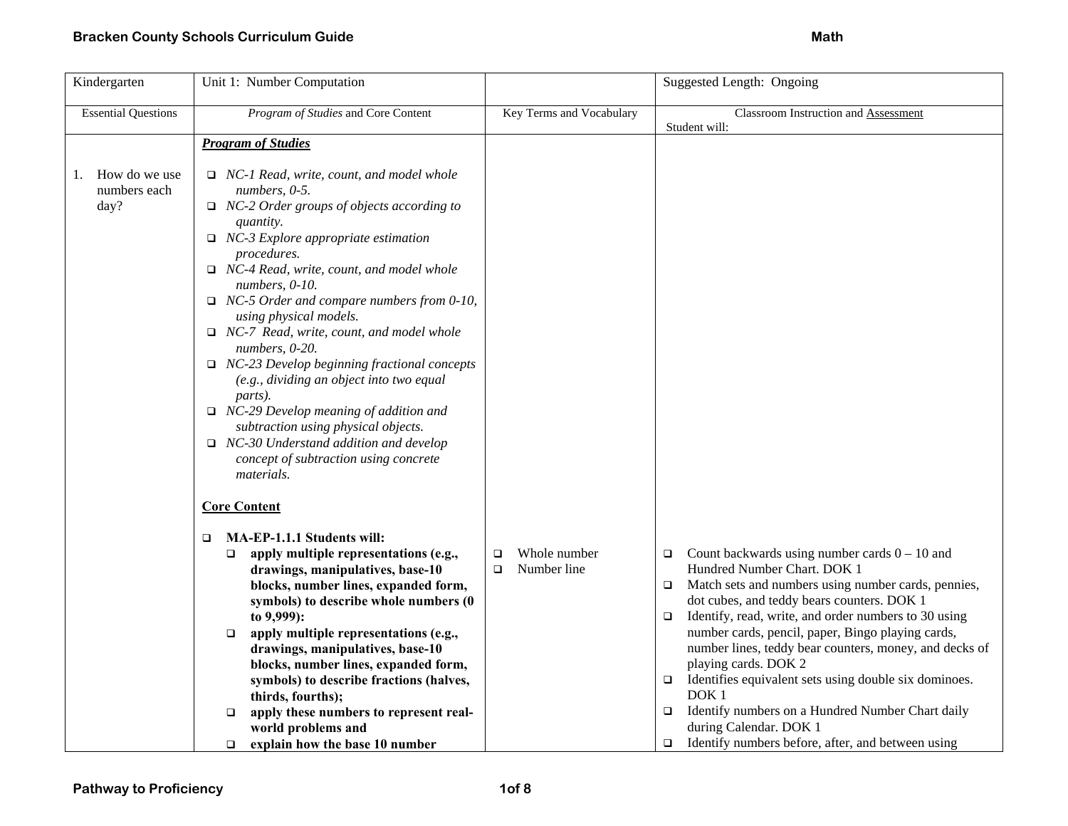| Kindergarten | Unit 1: Number Computation | | Suggested Length: Ongoing |
|---|---|---|---|
| Essential Questions | *Program of Studies* and Core Content | Key Terms and Vocabulary | Classroom Instruction and <u>Assessment</u><br>Student will: |
| 1. How do we use numbers each day? | ***<u>Program of Studies</u>***<br><br>❑ *NC-1 Read, write, count, and model whole numbers, 0-5.*<br>❑ *NC-2 Order groups of objects according to quantity.*<br>❑ *NC-3 Explore appropriate estimation procedures.*<br>❑ *NC-4 Read, write, count, and model whole numbers, 0-10.*<br>❑ *NC-5 Order and compare numbers from 0-10, using physical models.*<br>❑ *NC-7 Read, write, count, and model whole numbers, 0-20.*<br>❑ *NC-23 Develop beginning fractional concepts (e.g., dividing an object into two equal parts).*<br>❑ *NC-29 Develop meaning of addition and subtraction using physical objects.*<br>❑ *NC-30 Understand addition and develop concept of subtraction using concrete materials.*<br><br>**<u>Core Content</u>**<br><br>❑ **MA-EP-1.1.1 Students will:**<br>❑ **apply multiple representations (e.g., drawings, manipulatives, base-10 blocks, number lines, expanded form, symbols) to describe whole numbers (0 to 9,999):**<br>❑ **apply multiple representations (e.g., drawings, manipulatives, base-10 blocks, number lines, expanded form, symbols) to describe fractions (halves, thirds, fourths);**<br>❑ **apply these numbers to represent real-world problems and**<br>❑ **explain how the base 10 number** | ❑ Whole number<br>❑ Number line | ❑ Count backwards using number cards 0 – 10 and Hundred Number Chart. DOK 1<br>❑ Match sets and numbers using number cards, pennies, dot cubes, and teddy bears counters. DOK 1<br>❑ Identify, read, write, and order numbers to 30 using number cards, pencil, paper, Bingo playing cards, number lines, teddy bear counters, money, and decks of playing cards. DOK 2<br>❑ Identifies equivalent sets using double six dominoes. DOK 1<br>❑ Identify numbers on a Hundred Number Chart daily during Calendar. DOK 1<br>❑ Identify numbers before, after, and between using |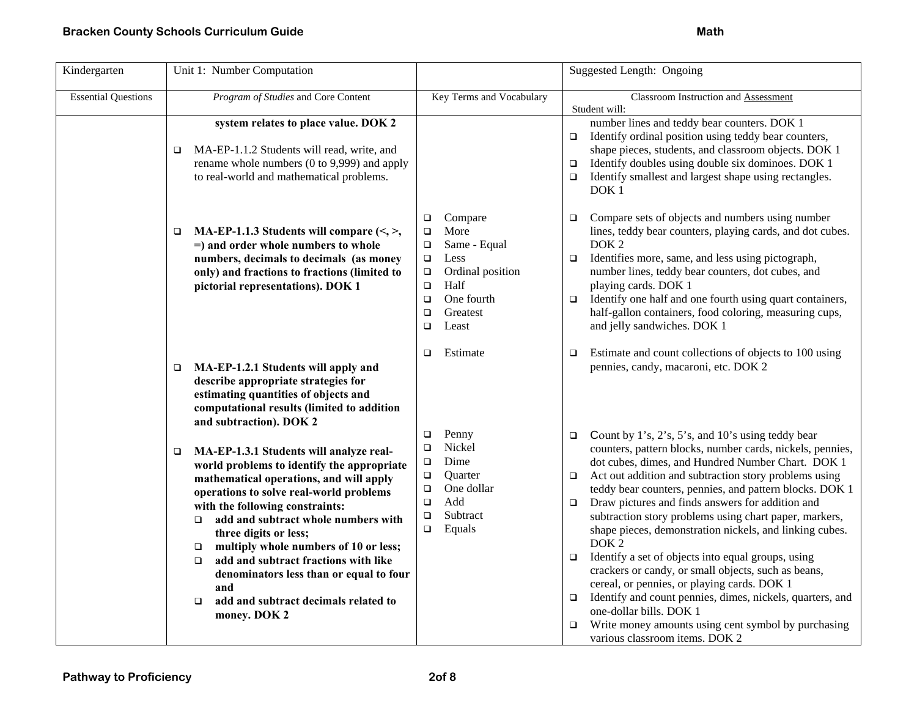| Kindergarten | Unit 1: Number Computation | | Suggested Length: Ongoing |
|---|---|---|---|
| Essential Questions | *Program of Studies* and Core Content | Key Terms and Vocabulary | Classroom Instruction and Assessment<br>Student will: |
| | **system relates to place value. DOK 2**<br><br>❑ MA-EP-1.1.2 Students will read, write, and rename whole numbers (0 to 9,999) and apply to real-world and mathematical problems. | | number lines and teddy bear counters. DOK 1<br>❑ Identify ordinal position using teddy bear counters, shape pieces, students, and classroom objects. DOK 1<br>❑ Identify doubles using double six dominoes. DOK 1<br>❑ Identify smallest and largest shape using rectangles. DOK 1 |
| | ❑ **MA-EP-1.1.3 Students will compare (<, >, =) and order whole numbers to whole numbers, decimals to decimals (as money only) and fractions to fractions (limited to pictorial representations). DOK 1** | ❑ Compare<br>❑ More<br>❑ Same - Equal<br>❑ Less<br>❑ Ordinal position<br>❑ Half<br>❑ One fourth<br>❑ Greatest<br>❑ Least | ❑ Compare sets of objects and numbers using number lines, teddy bear counters, playing cards, and dot cubes. DOK 2<br>❑ Identifies more, same, and less using pictograph, number lines, teddy bear counters, dot cubes, and playing cards. DOK 1<br>❑ Identify one half and one fourth using quart containers, half-gallon containers, food coloring, measuring cups, and jelly sandwiches. DOK 1 |
| | ❑ **MA-EP-1.2.1 Students will apply and describe appropriate strategies for estimating quantities of objects and computational results (limited to addition and subtraction). DOK 2** | ❑ Estimate | ❑ Estimate and count collections of objects to 100 using pennies, candy, macaroni, etc. DOK 2 |
| | ❑ **MA-EP-1.3.1 Students will analyze real-world problems to identify the appropriate mathematical operations, and will apply operations to solve real-world problems with the following constraints:**<br>❑ **add and subtract whole numbers with three digits or less;**<br>❑ **multiply whole numbers of 10 or less;**<br>❑ **add and subtract fractions with like denominators less than or equal to four and**<br>❑ **add and subtract decimals related to money. DOK 2** | ❑ Penny<br>❑ Nickel<br>❑ Dime<br>❑ Quarter<br>❑ One dollar<br>❑ Add<br>❑ Subtract<br>❑ Equals | ❑ Count by 1's, 2's, 5's, and 10's using teddy bear counters, pattern blocks, number cards, nickels, pennies, dot cubes, dimes, and Hundred Number Chart. DOK 1<br>❑ Act out addition and subtraction story problems using teddy bear counters, pennies, and pattern blocks. DOK 1<br>❑ Draw pictures and finds answers for addition and subtraction story problems using chart paper, markers, shape pieces, demonstration nickels, and linking cubes. DOK 2<br>❑ Identify a set of objects into equal groups, using crackers or candy, or small objects, such as beans, cereal, or pennies, or playing cards. DOK 1<br>❑ Identify and count pennies, dimes, nickels, quarters, and one-dollar bills. DOK 1<br>❑ Write money amounts using cent symbol by purchasing various classroom items. DOK 2 |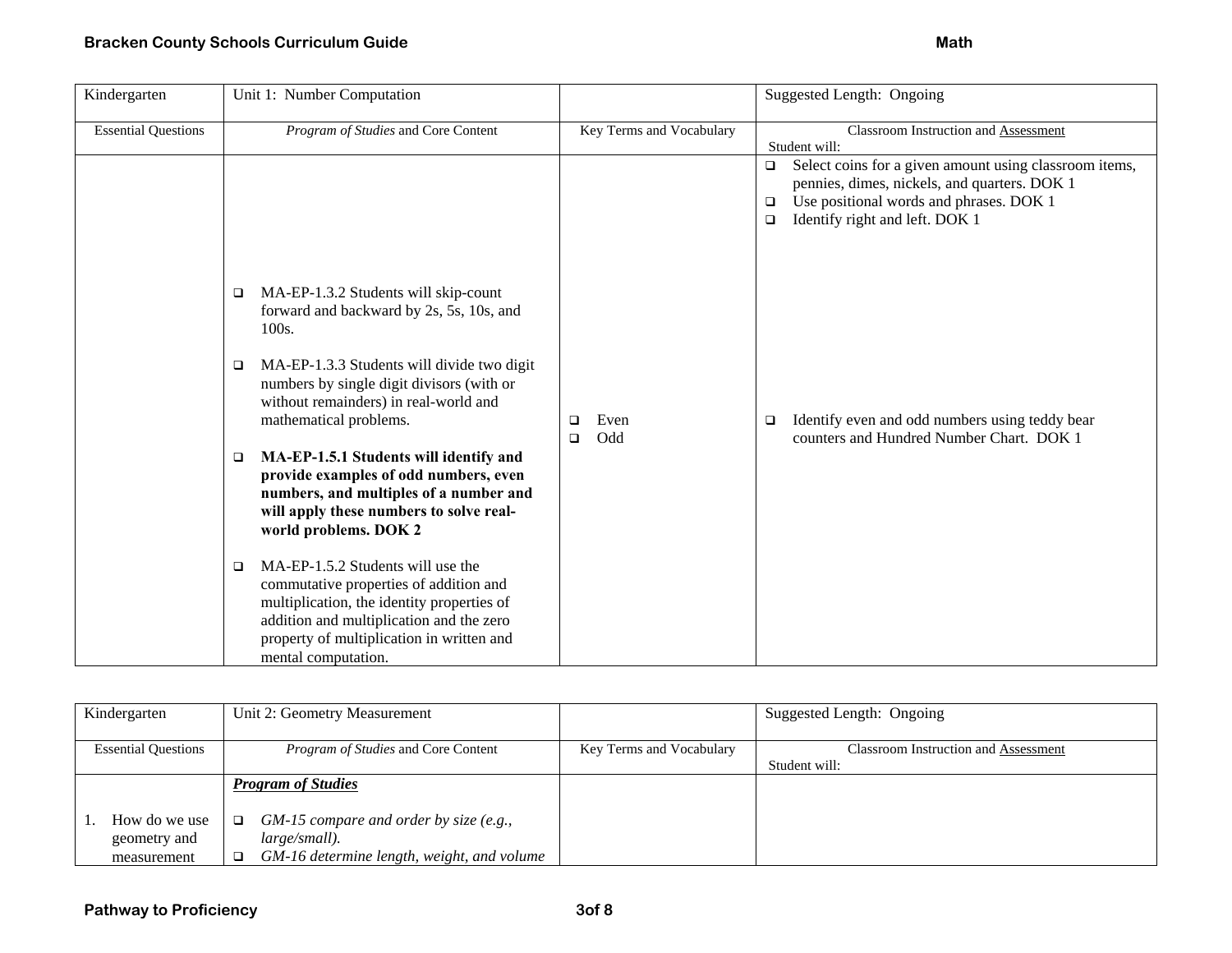| Kindergarten | Unit 1: Number Computation | | Suggested Length: Ongoing |
|---|---|---|---|
| Essential Questions | *Program of Studies* and Core Content | Key Terms and Vocabulary | Classroom Instruction and Assessment<br>Student will: |
| | | | ❑ Select coins for a given amount using classroom items, pennies, dimes, nickels, and quarters. DOK 1<br>❑ Use positional words and phrases. DOK 1<br>❑ Identify right and left. DOK 1 |
| | ❑ MA-EP-1.3.2 Students will skip-count forward and backward by 2s, 5s, 10s, and 100s.<br><br>❑ MA-EP-1.3.3 Students will divide two digit numbers by single digit divisors (with or without remainders) in real-world and mathematical problems.<br><br>❑ **MA-EP-1.5.1 Students will identify and provide examples of odd numbers, even numbers, and multiples of a number and will apply these numbers to solve real-world problems. DOK 2**<br><br>❑ MA-EP-1.5.2 Students will use the commutative properties of addition and multiplication, the identity properties of addition and multiplication and the zero property of multiplication in written and mental computation. | ❑ Even<br>❑ Odd | ❑ Identify even and odd numbers using teddy bear counters and Hundred Number Chart. DOK 1 |

| Kindergarten | Unit 2: Geometry Measurement | | Suggested Length: Ongoing |
|---|---|---|---|
| Essential Questions | *Program of Studies* and Core Content | Key Terms and Vocabulary | Classroom Instruction and Assessment<br>Student will: |
| 1. How do we use geometry and measurement | ***Program of Studies***<br><br>❑ *GM-15 compare and order by size (e.g., large/small).*<br>❑ *GM-16 determine length, weight, and volume* | | |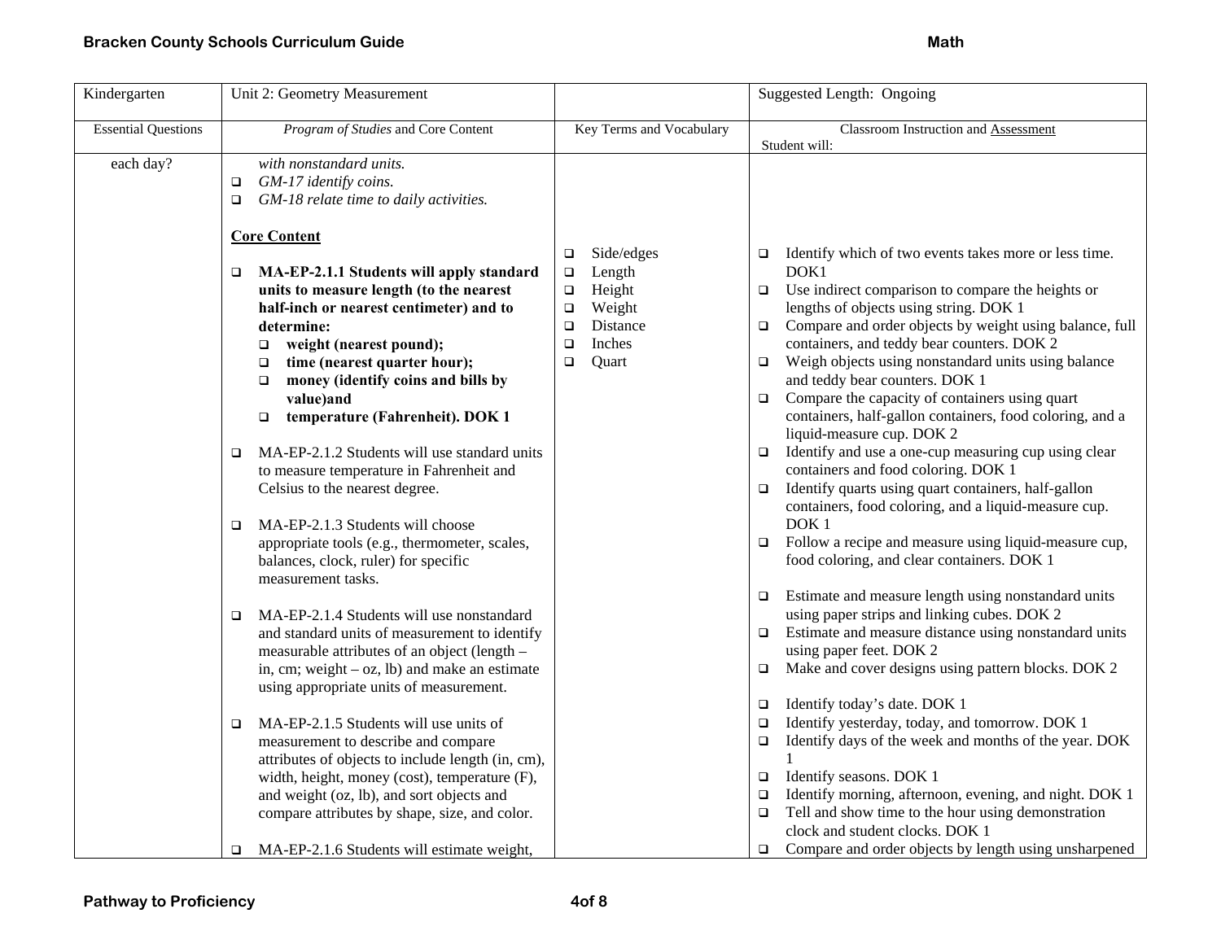| Kindergarten | Unit 2: Geometry Measurement | | Suggested Length: Ongoing |
|---|---|---|---|
| Essential Questions | *Program of Studies* and Core Content | Key Terms and Vocabulary | Classroom Instruction and Assessment<br>Student will: |
| each day? | *with nonstandard units.*<br>❑ *GM-17 identify coins.*<br>❑ *GM-18 relate time to daily activities.*<br><br>**Core Content**<br><br>❑ **MA-EP-2.1.1 Students will apply standard units to measure length (to the nearest half-inch or nearest centimeter) and to determine:**<br>❑ **weight (nearest pound);**<br>❑ **time (nearest quarter hour);**<br>❑ **money (identify coins and bills by value)and**<br>❑ **temperature (Fahrenheit). DOK 1**<br><br>❑ MA-EP-2.1.2 Students will use standard units to measure temperature in Fahrenheit and Celsius to the nearest degree.<br><br>❑ MA-EP-2.1.3 Students will choose appropriate tools (e.g., thermometer, scales, balances, clock, ruler) for specific measurement tasks.<br><br>❑ MA-EP-2.1.4 Students will use nonstandard and standard units of measurement to identify measurable attributes of an object (length – in, cm; weight – oz, lb) and make an estimate using appropriate units of measurement.<br><br>❑ MA-EP-2.1.5 Students will use units of measurement to describe and compare attributes of objects to include length (in, cm), width, height, money (cost), temperature (F), and weight (oz, lb), and sort objects and compare attributes by shape, size, and color.<br><br>❑ MA-EP-2.1.6 Students will estimate weight, | ❑ Side/edges<br>❑ Length<br>❑ Height<br>❑ Weight<br>❑ Distance<br>❑ Inches<br>❑ Quart | ❑ Identify which of two events takes more or less time. DOK1<br>❑ Use indirect comparison to compare the heights or lengths of objects using string. DOK 1<br>❑ Compare and order objects by weight using balance, full containers, and teddy bear counters. DOK 2<br>❑ Weigh objects using nonstandard units using balance and teddy bear counters. DOK 1<br>❑ Compare the capacity of containers using quart containers, half-gallon containers, food coloring, and a liquid-measure cup. DOK 2<br>❑ Identify and use a one-cup measuring cup using clear containers and food coloring. DOK 1<br>❑ Identify quarts using quart containers, half-gallon containers, food coloring, and a liquid-measure cup. DOK 1<br>❑ Follow a recipe and measure using liquid-measure cup, food coloring, and clear containers. DOK 1<br><br>❑ Estimate and measure length using nonstandard units using paper strips and linking cubes. DOK 2<br>❑ Estimate and measure distance using nonstandard units using paper feet. DOK 2<br>❑ Make and cover designs using pattern blocks. DOK 2<br><br>❑ Identify today's date. DOK 1<br>❑ Identify yesterday, today, and tomorrow. DOK 1<br>❑ Identify days of the week and months of the year. DOK 1<br>❑ Identify seasons. DOK 1<br>❑ Identify morning, afternoon, evening, and night. DOK 1<br>❑ Tell and show time to the hour using demonstration clock and student clocks. DOK 1<br>❑ Compare and order objects by length using unsharpened |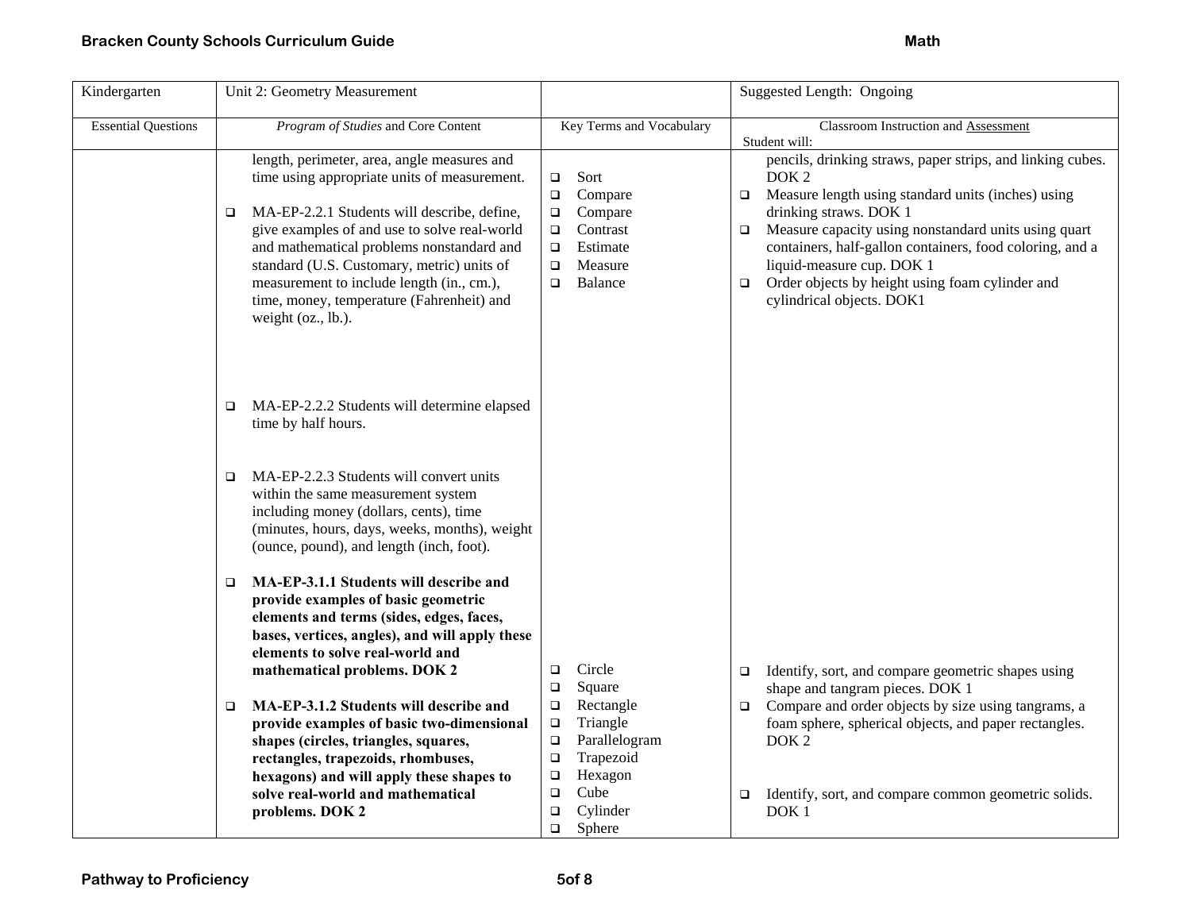| Kindergarten | Unit 2: Geometry Measurement | | Suggested Length: Ongoing |
|---|---|---|---|
| Essential Questions | *Program of Studies* and Core Content | Key Terms and Vocabulary | Classroom Instruction and Assessment<br>Student will: |
| | length, perimeter, area, angle measures and time using appropriate units of measurement.<br><br>❑ MA-EP-2.2.1 Students will describe, define, give examples of and use to solve real-world and mathematical problems nonstandard and standard (U.S. Customary, metric) units of measurement to include length (in., cm.), time, money, temperature (Fahrenheit) and weight (oz., lb.).<br><br>❑ MA-EP-2.2.2 Students will determine elapsed time by half hours.<br><br>❑ MA-EP-2.2.3 Students will convert units within the same measurement system including money (dollars, cents), time (minutes, hours, days, weeks, months), weight (ounce, pound), and length (inch, foot). | ❑ Sort<br>❑ Compare<br>❑ Compare<br>❑ Contrast<br>❑ Estimate<br>❑ Measure<br>❑ Balance | pencils, drinking straws, paper strips, and linking cubes. DOK 2<br>❑ Measure length using standard units (inches) using drinking straws. DOK 1<br>❑ Measure capacity using nonstandard units using quart containers, half-gallon containers, food coloring, and a liquid-measure cup. DOK 1<br>❑ Order objects by height using foam cylinder and cylindrical objects. DOK1 |
| | ❑ **MA-EP-3.1.1 Students will describe and provide examples of basic geometric elements and terms (sides, edges, faces, bases, vertices, angles), and will apply these elements to solve real-world and mathematical problems. DOK 2**<br><br>❑ **MA-EP-3.1.2 Students will describe and provide examples of basic two-dimensional shapes (circles, triangles, squares, rectangles, trapezoids, rhombuses, hexagons) and will apply these shapes to solve real-world and mathematical problems. DOK 2** | ❑ Circle<br>❑ Square<br>❑ Rectangle<br>❑ Triangle<br>❑ Parallelogram<br>❑ Trapezoid<br>❑ Hexagon<br>❑ Cube<br>❑ Cylinder<br>❑ Sphere | ❑ Identify, sort, and compare geometric shapes using shape and tangram pieces. DOK 1<br>❑ Compare and order objects by size using tangrams, a foam sphere, spherical objects, and paper rectangles. DOK 2<br><br>❑ Identify, sort, and compare common geometric solids. DOK 1 |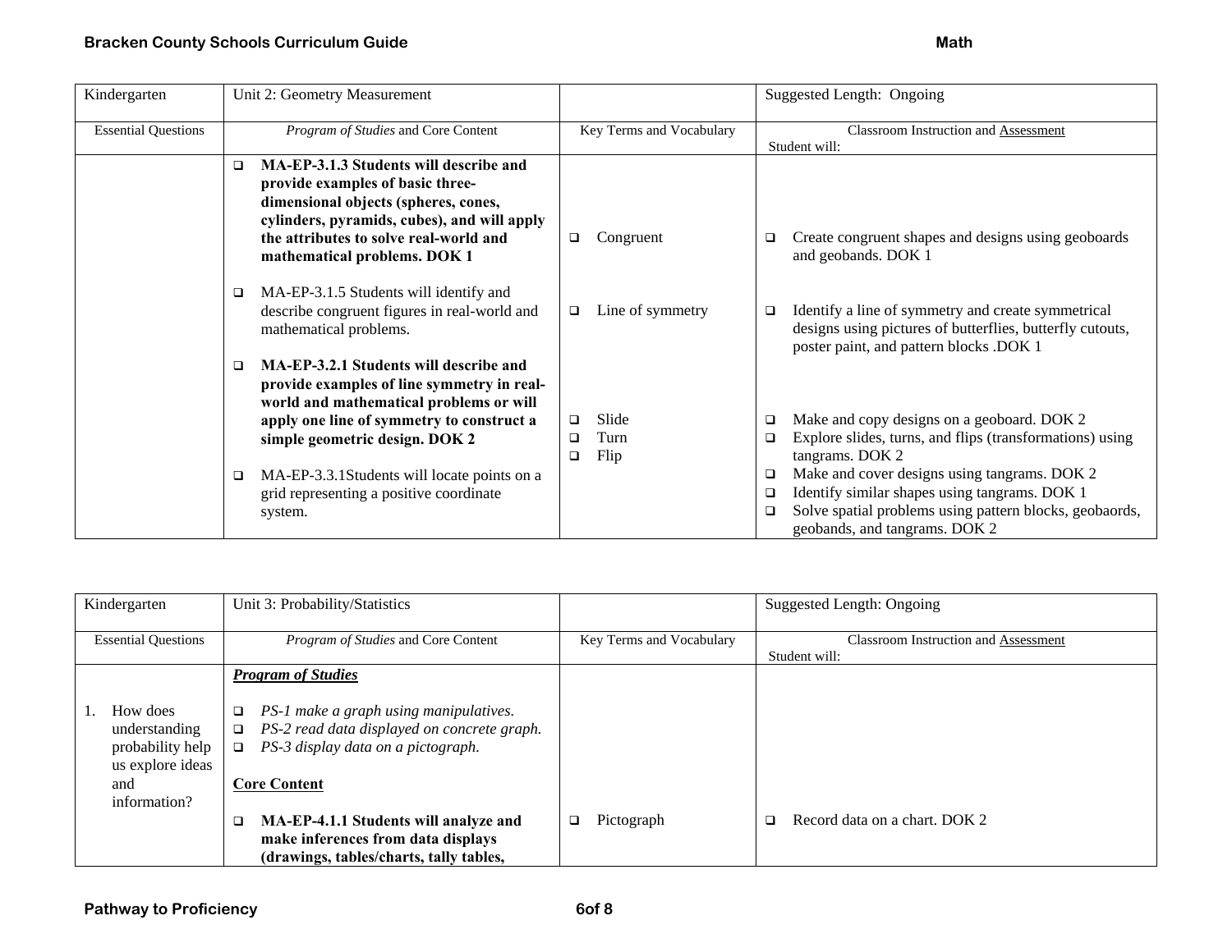| Kindergarten | Unit 2: Geometry Measurement | | Suggested Length: Ongoing |
|---|---|---|---|
| Essential Questions | *Program of Studies* and Core Content | Key Terms and Vocabulary | Classroom Instruction and Assessment<br>Student will: |
| | ❑ **MA-EP-3.1.3 Students will describe and provide examples of basic three-dimensional objects (spheres, cones, cylinders, pyramids, cubes), and will apply the attributes to solve real-world and mathematical problems. DOK 1**<br><br>❑ MA-EP-3.1.5 Students will identify and describe congruent figures in real-world and mathematical problems.<br><br>❑ **MA-EP-3.2.1 Students will describe and provide examples of line symmetry in real-world and mathematical problems or will apply one line of symmetry to construct a simple geometric design. DOK 2**<br><br>❑ MA-EP-3.3.1Students will locate points on a grid representing a positive coordinate system. | ❑ Congruent<br><br>❑ Line of symmetry<br><br>❑ Slide<br>❑ Turn<br>❑ Flip | ❑ Create congruent shapes and designs using geoboards and geobands. DOK 1<br><br>❑ Identify a line of symmetry and create symmetrical designs using pictures of butterflies, butterfly cutouts, poster paint, and pattern blocks .DOK 1<br><br>❑ Make and copy designs on a geoboard. DOK 2<br>❑ Explore slides, turns, and flips (transformations) using tangrams. DOK 2<br>❑ Make and cover designs using tangrams. DOK 2<br>❑ Identify similar shapes using tangrams. DOK 1<br>❑ Solve spatial problems using pattern blocks, geobaords, geobands, and tangrams. DOK 2 |

| Kindergarten | Unit 3: Probability/Statistics | | Suggested Length: Ongoing |
|---|---|---|---|
| Essential Questions | *Program of Studies* and Core Content | Key Terms and Vocabulary | Classroom Instruction and Assessment<br>Student will: |
| 1. How does understanding probability help us explore ideas and information? | ***Program of Studies***<br><br>❑ *PS-1 make a graph using manipulatives.*<br>❑ *PS-2 read data displayed on concrete graph.*<br>❑ *PS-3 display data on a pictograph.*<br><br>**Core Content**<br><br>❑ **MA-EP-4.1.1 Students will analyze and make inferences from data displays (drawings, tables/charts, tally tables,** | ❑ Pictograph | ❑ Record data on a chart. DOK 2 |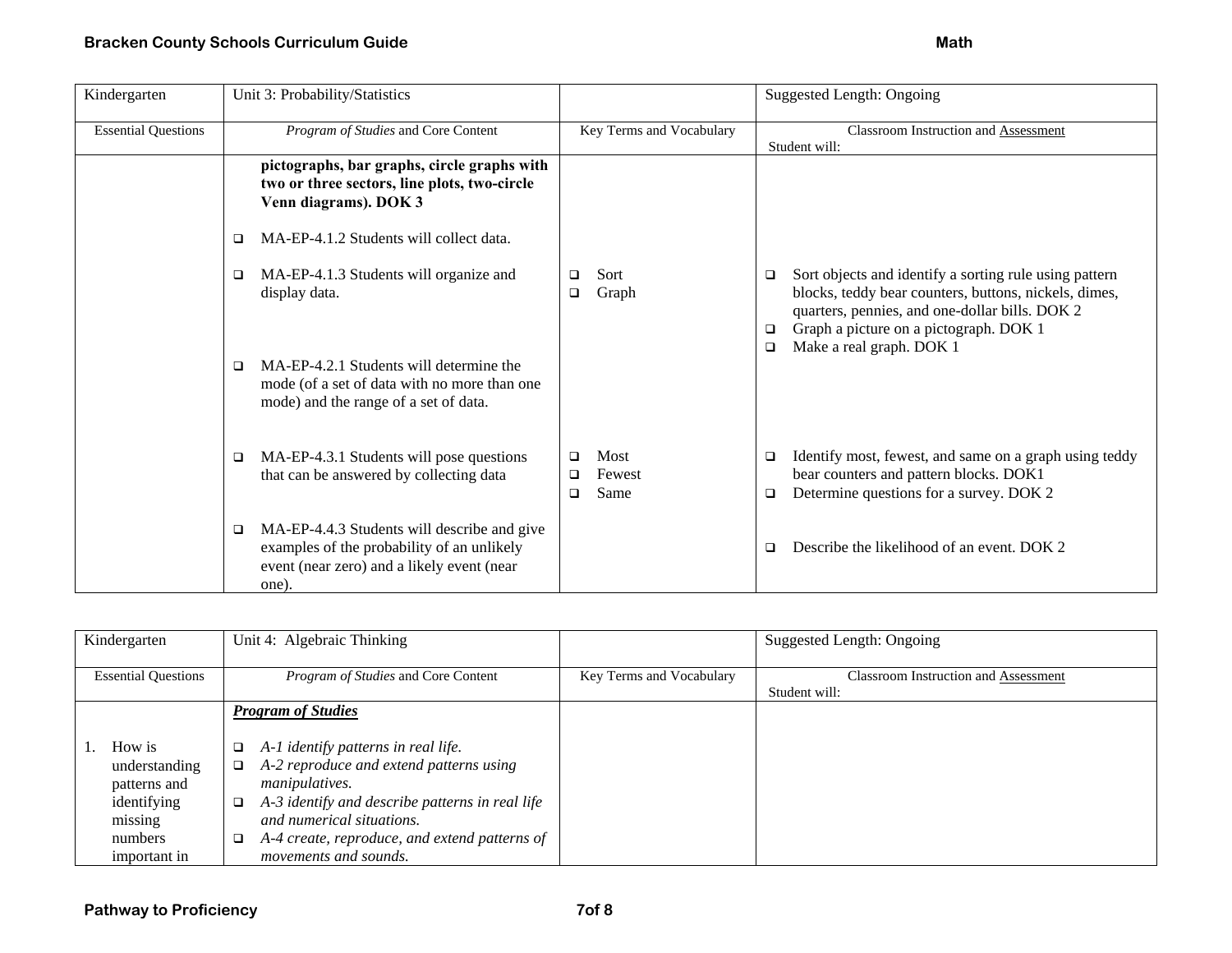| Kindergarten | Unit 3: Probability/Statistics | | Suggested Length: Ongoing |
|---|---|---|---|
| Essential Questions | *Program of Studies* and Core Content | Key Terms and Vocabulary | Classroom Instruction and Assessment<br>Student will: |
| | **pictographs, bar graphs, circle graphs with two or three sectors, line plots, two-circle Venn diagrams). DOK 3**<br><br>❑ MA-EP-4.1.2 Students will collect data. | | |
| | ❑ MA-EP-4.1.3 Students will organize and display data. | ❑ Sort<br>❑ Graph | ❑ Sort objects and identify a sorting rule using pattern blocks, teddy bear counters, buttons, nickels, dimes, quarters, pennies, and one-dollar bills. DOK 2<br>❑ Graph a picture on a pictograph. DOK 1<br>❑ Make a real graph. DOK 1 |
| | ❑ MA-EP-4.2.1 Students will determine the mode (of a set of data with no more than one mode) and the range of a set of data. | | |
| | ❑ MA-EP-4.3.1 Students will pose questions that can be answered by collecting data | ❑ Most<br>❑ Fewest<br>❑ Same | ❑ Identify most, fewest, and same on a graph using teddy bear counters and pattern blocks. DOK1<br>❑ Determine questions for a survey. DOK 2 |
| | ❑ MA-EP-4.4.3 Students will describe and give examples of the probability of an unlikely event (near zero) and a likely event (near one). | | ❑ Describe the likelihood of an event. DOK 2 |

| Kindergarten | Unit 4: Algebraic Thinking | | Suggested Length: Ongoing |
|---|---|---|---|
| Essential Questions | *Program of Studies* and Core Content | Key Terms and Vocabulary | Classroom Instruction and Assessment<br>Student will: |
| 1. How is understanding patterns and identifying missing numbers important in | ***Program of Studies***<br><br>❑ *A-1 identify patterns in real life.*<br>❑ *A-2 reproduce and extend patterns using manipulatives.*<br>❑ *A-3 identify and describe patterns in real life and numerical situations.*<br>❑ *A-4 create, reproduce, and extend patterns of movements and sounds.* | | |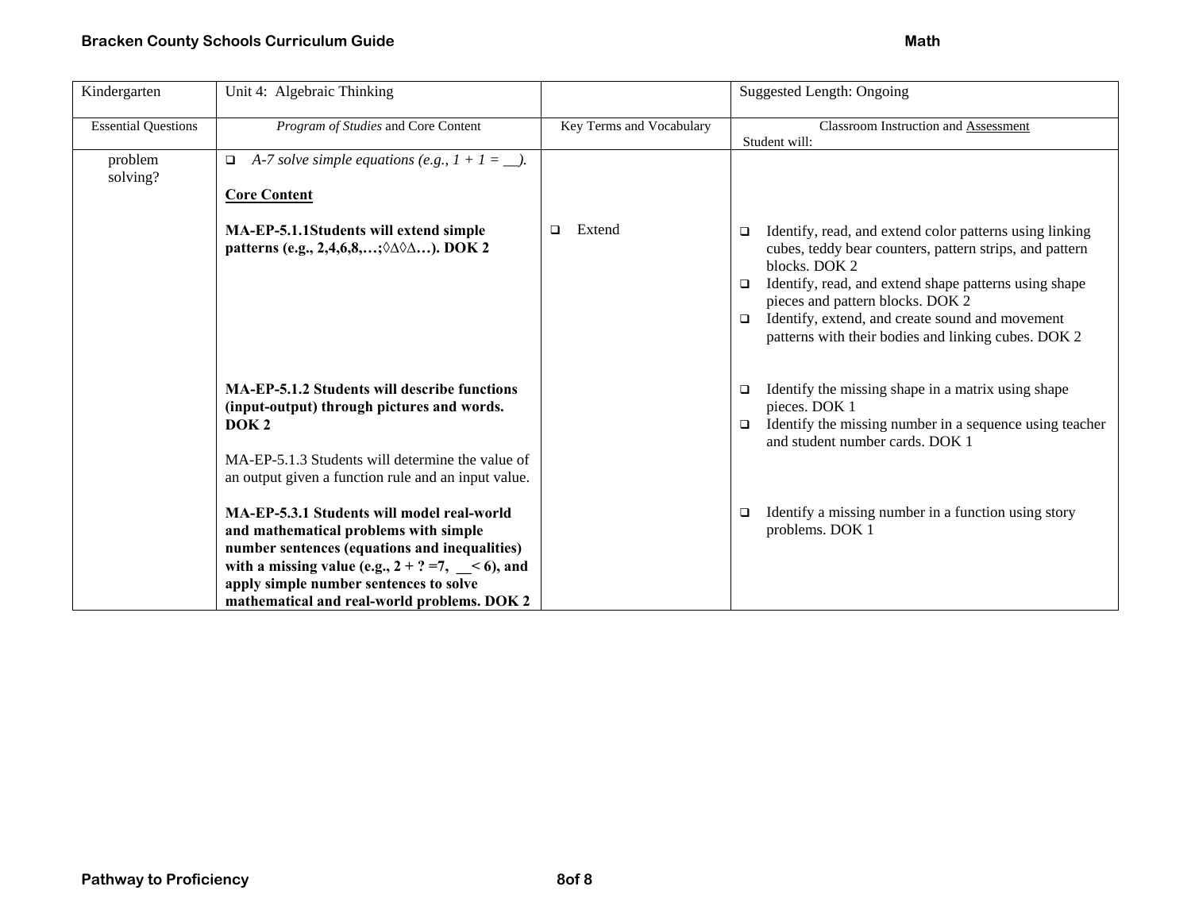| Kindergarten | Unit 4: Algebraic Thinking | | Suggested Length: Ongoing |
|---|---|---|---|
| Essential Questions | *Program of Studies* and Core Content | Key Terms and Vocabulary | Classroom Instruction and Assessment<br>Student will: |
| problem solving? | ❑ *A-7 solve simple equations (e.g., 1 + 1 = __).*<br><br>**Core Content**<br><br>**MA-EP-5.1.1Students will extend simple patterns (e.g., 2,4,6,8,…;◊∆◊∆…). DOK 2** | ❑ Extend | ❑ Identify, read, and extend color patterns using linking cubes, teddy bear counters, pattern strips, and pattern blocks. DOK 2<br>❑ Identify, read, and extend shape patterns using shape pieces and pattern blocks. DOK 2<br>❑ Identify, extend, and create sound and movement patterns with their bodies and linking cubes. DOK 2 |
| | **MA-EP-5.1.2 Students will describe functions (input-output) through pictures and words. DOK 2**<br><br>MA-EP-5.1.3 Students will determine the value of an output given a function rule and an input value. | | ❑ Identify the missing shape in a matrix using shape pieces. DOK 1<br>❑ Identify the missing number in a sequence using teacher and student number cards. DOK 1 |
| | **MA-EP-5.3.1 Students will model real-world and mathematical problems with simple number sentences (equations and inequalities) with a missing value (e.g., 2 + ? =7, __< 6), and apply simple number sentences to solve mathematical and real-world problems. DOK 2** | | ❑ Identify a missing number in a function using story problems. DOK 1 |